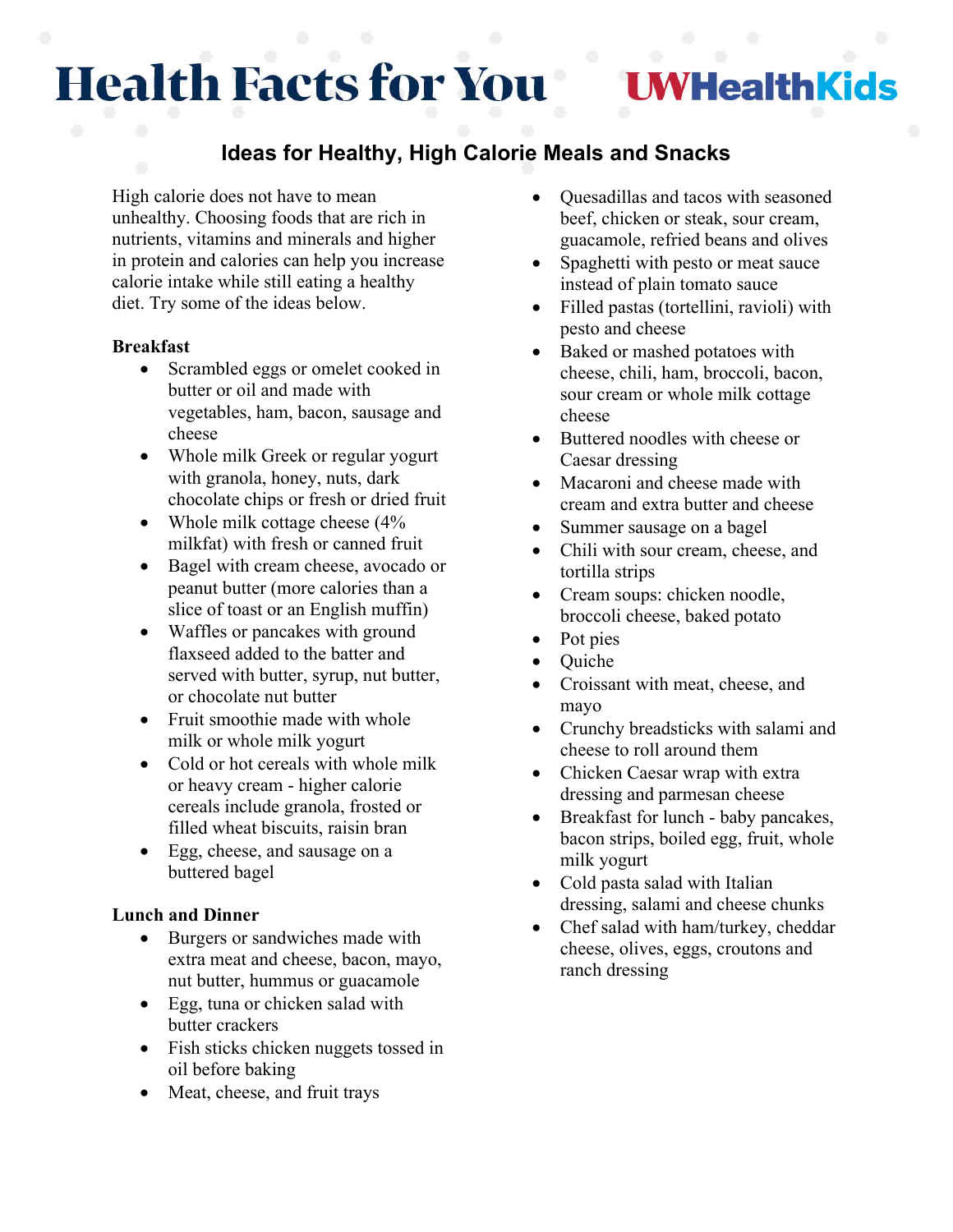# Health Facts for You

UWHealthKids

## Ideas for Healthy, High Calorie Meals and Snacks

High calorie does not have to mean unhealthy. Choosing foods that are rich in nutrients, vitamins and minerals and higher in protein and calories can help you increase calorie intake while still eating a healthy diet. Try some of the ideas below.

**Breakfast**

- Scrambled eggs or omelet cooked in butter or oil and made with vegetables, ham, bacon, sausage and cheese
- Whole milk Greek or regular yogurt with granola, honey, nuts, dark chocolate chips or fresh or dried fruit
- Whole milk cottage cheese (4% milkfat) with fresh or canned fruit
- Bagel with cream cheese, avocado or peanut butter (more calories than a slice of toast or an English muffin)
- Waffles or pancakes with ground flaxseed added to the batter and served with butter, syrup, nut butter, or chocolate nut butter
- Fruit smoothie made with whole milk or whole milk yogurt
- Cold or hot cereals with whole milk or heavy cream - higher calorie cereals include granola, frosted or filled wheat biscuits, raisin bran
- Egg, cheese, and sausage on a buttered bagel

**Lunch and Dinner**

- Burgers or sandwiches made with extra meat and cheese, bacon, mayo, nut butter, hummus or guacamole
- Egg, tuna or chicken salad with butter crackers
- Fish sticks chicken nuggets tossed in oil before baking
- Meat, cheese, and fruit trays
- Quesadillas and tacos with seasoned beef, chicken or steak, sour cream, guacamole, refried beans and olives
- Spaghetti with pesto or meat sauce instead of plain tomato sauce
- Filled pastas (tortellini, ravioli) with pesto and cheese
- Baked or mashed potatoes with cheese, chili, ham, broccoli, bacon, sour cream or whole milk cottage cheese
- Buttered noodles with cheese or Caesar dressing
- Macaroni and cheese made with cream and extra butter and cheese
- Summer sausage on a bagel
- Chili with sour cream, cheese, and tortilla strips
- Cream soups: chicken noodle, broccoli cheese, baked potato
- Pot pies
- Quiche
- Croissant with meat, cheese, and mayo
- Crunchy breadsticks with salami and cheese to roll around them
- Chicken Caesar wrap with extra dressing and parmesan cheese
- Breakfast for lunch - baby pancakes, bacon strips, boiled egg, fruit, whole milk yogurt
- Cold pasta salad with Italian dressing, salami and cheese chunks
- Chef salad with ham/turkey, cheddar cheese, olives, eggs, croutons and ranch dressing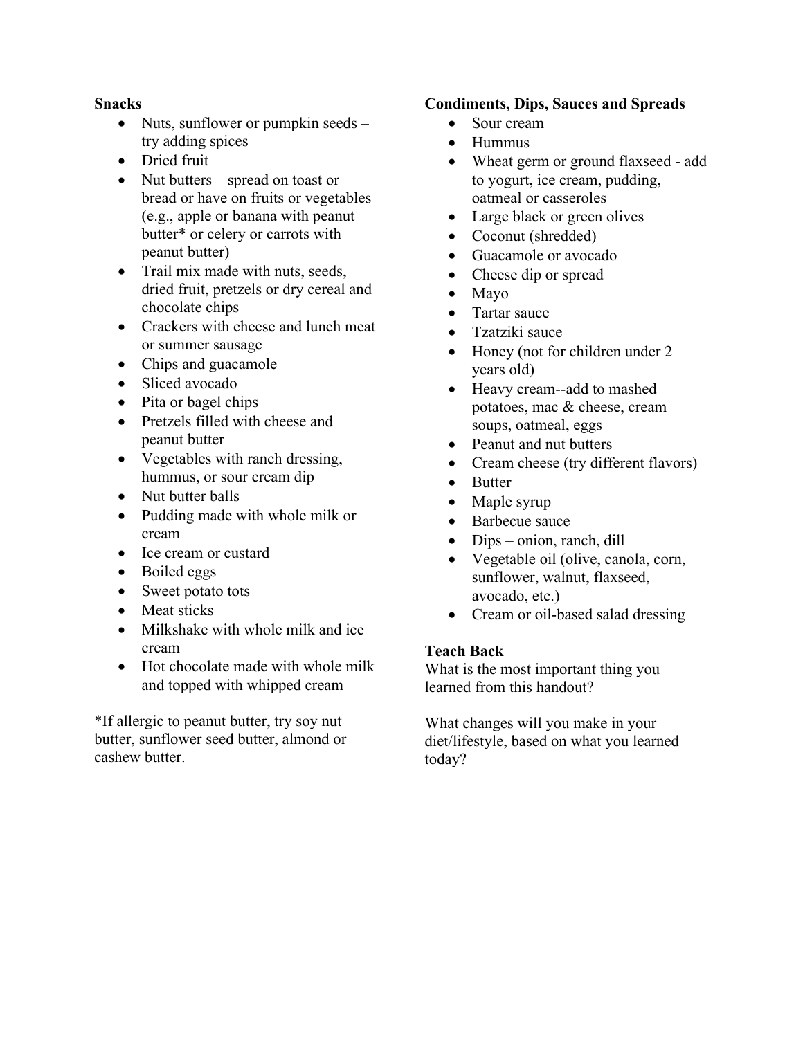**Snacks**

- Nuts, sunflower or pumpkin seeds – try adding spices
- Dried fruit
- Nut butters—spread on toast or bread or have on fruits or vegetables (e.g., apple or banana with peanut butter* or celery or carrots with peanut butter)
- Trail mix made with nuts, seeds, dried fruit, pretzels or dry cereal and chocolate chips
- Crackers with cheese and lunch meat or summer sausage
- Chips and guacamole
- Sliced avocado
- Pita or bagel chips
- Pretzels filled with cheese and peanut butter
- Vegetables with ranch dressing, hummus, or sour cream dip
- Nut butter balls
- Pudding made with whole milk or cream
- Ice cream or custard
- Boiled eggs
- Sweet potato tots
- Meat sticks
- Milkshake with whole milk and ice cream
- Hot chocolate made with whole milk and topped with whipped cream

*If allergic to peanut butter, try soy nut butter, sunflower seed butter, almond or cashew butter.

**Condiments, Dips, Sauces and Spreads**

- Sour cream
- Hummus
- Wheat germ or ground flaxseed - add to yogurt, ice cream, pudding, oatmeal or casseroles
- Large black or green olives
- Coconut (shredded)
- Guacamole or avocado
- Cheese dip or spread
- Mayo
- Tartar sauce
- Tzatziki sauce
- Honey (not for children under 2 years old)
- Heavy cream--add to mashed potatoes, mac & cheese, cream soups, oatmeal, eggs
- Peanut and nut butters
- Cream cheese (try different flavors)
- Butter
- Maple syrup
- Barbecue sauce
- Dips – onion, ranch, dill
- Vegetable oil (olive, canola, corn, sunflower, walnut, flaxseed, avocado, etc.)
- Cream or oil-based salad dressing

**Teach Back**

What is the most important thing you learned from this handout?

What changes will you make in your diet/lifestyle, based on what you learned today?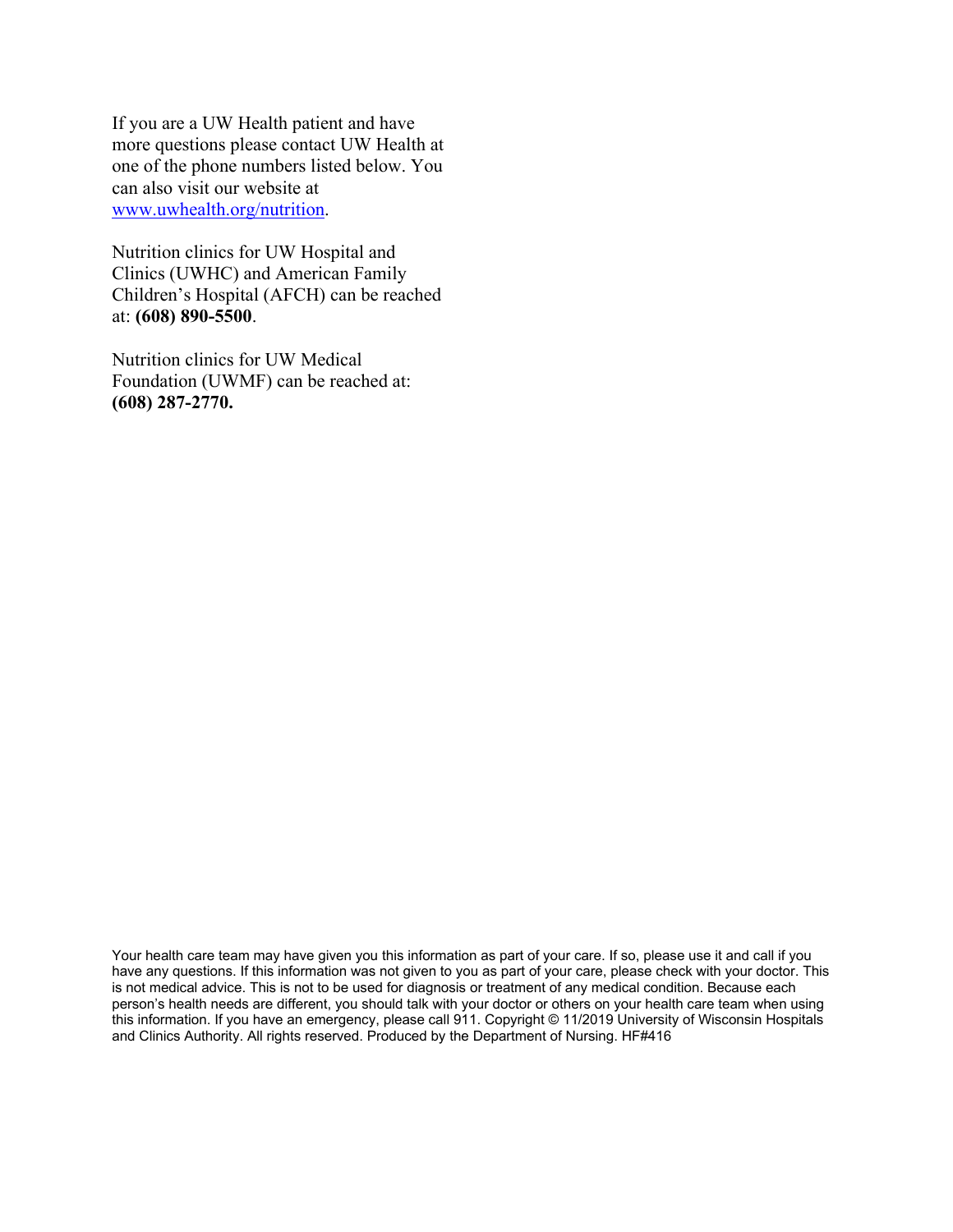If you are a UW Health patient and have more questions please contact UW Health at one of the phone numbers listed below. You can also visit our website at www.uwhealth.org/nutrition.

Nutrition clinics for UW Hospital and Clinics (UWHC) and American Family Children's Hospital (AFCH) can be reached at: **(608) 890-5500**.

Nutrition clinics for UW Medical Foundation (UWMF) can be reached at: **(608) 287-2770.**

Your health care team may have given you this information as part of your care. If so, please use it and call if you have any questions. If this information was not given to you as part of your care, please check with your doctor. This is not medical advice. This is not to be used for diagnosis or treatment of any medical condition. Because each person's health needs are different, you should talk with your doctor or others on your health care team when using this information. If you have an emergency, please call 911. Copyright © 11/2019 University of Wisconsin Hospitals and Clinics Authority. All rights reserved. Produced by the Department of Nursing. HF#416